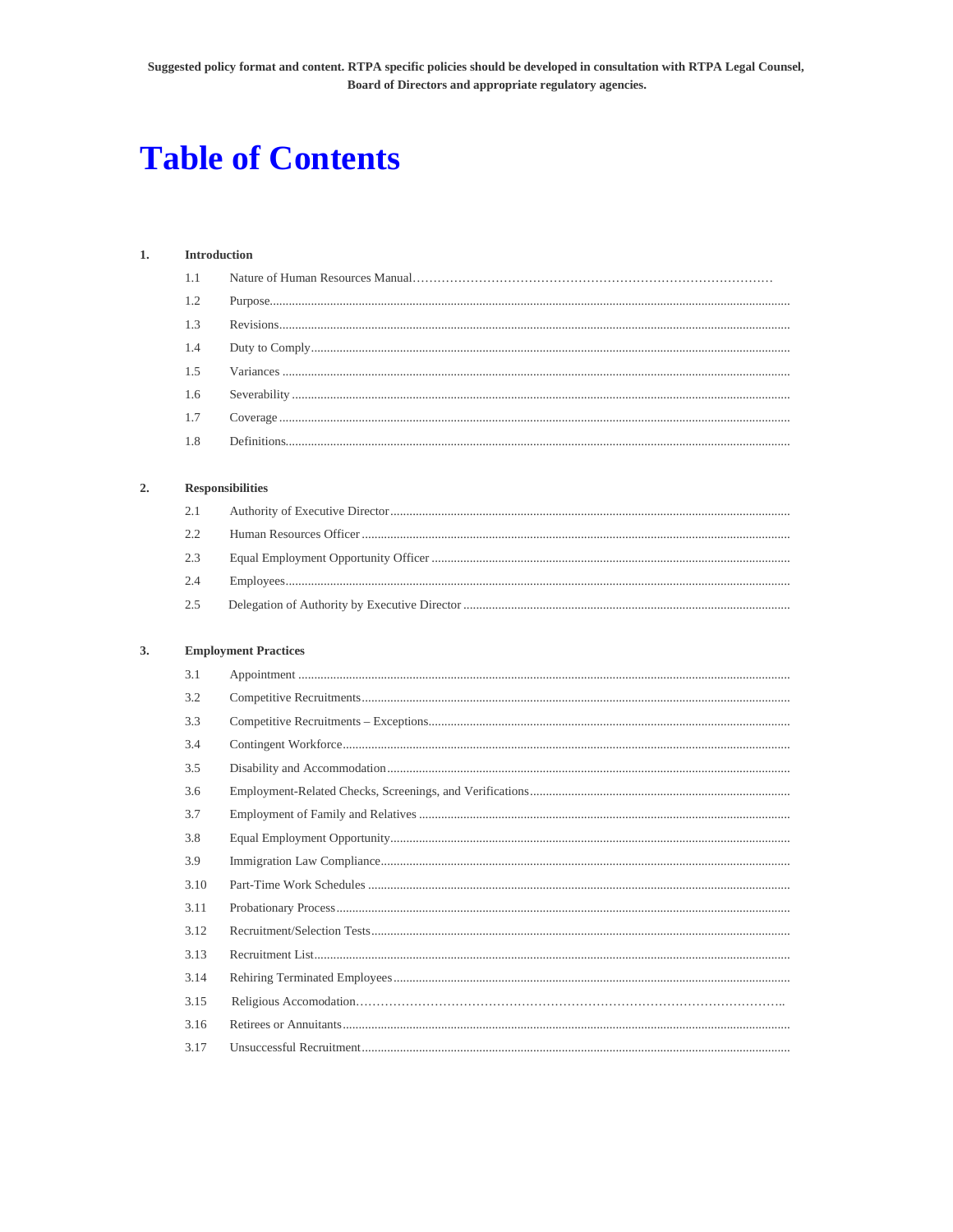**Suggested policy format and content. RTPA specific policies should be developed in consultation with RTPA Legal Counsel, Board of Directors and appropriate regulatory agencies.**

# Table of Contents

**1. Introduction**

- 1.1 Nature of Human Resources Manual
- 1.2 Purpose
- 1.3 Revisions
- 1.4 Duty to Comply
- 1.5 Variances
- 1.6 Severability
- 1.7 Coverage
- 1.8 Definitions

**2. Responsibilities**

- 2.1 Authority of Executive Director
- 2.2 Human Resources Officer
- 2.3 Equal Employment Opportunity Officer
- 2.4 Employees
- 2.5 Delegation of Authority by Executive Director

**3. Employment Practices**

- 3.1 Appointment
- 3.2 Competitive Recruitments
- 3.3 Competitive Recruitments – Exceptions
- 3.4 Contingent Workforce
- 3.5 Disability and Accommodation
- 3.6 Employment-Related Checks, Screenings, and Verifications
- 3.7 Employment of Family and Relatives
- 3.8 Equal Employment Opportunity
- 3.9 Immigration Law Compliance
- 3.10 Part-Time Work Schedules
- 3.11 Probationary Process
- 3.12 Recruitment/Selection Tests
- 3.13 Recruitment List
- 3.14 Rehiring Terminated Employees
- 3.15 Religious Accomodation
- 3.16 Retirees or Annuitants
- 3.17 Unsuccessful Recruitment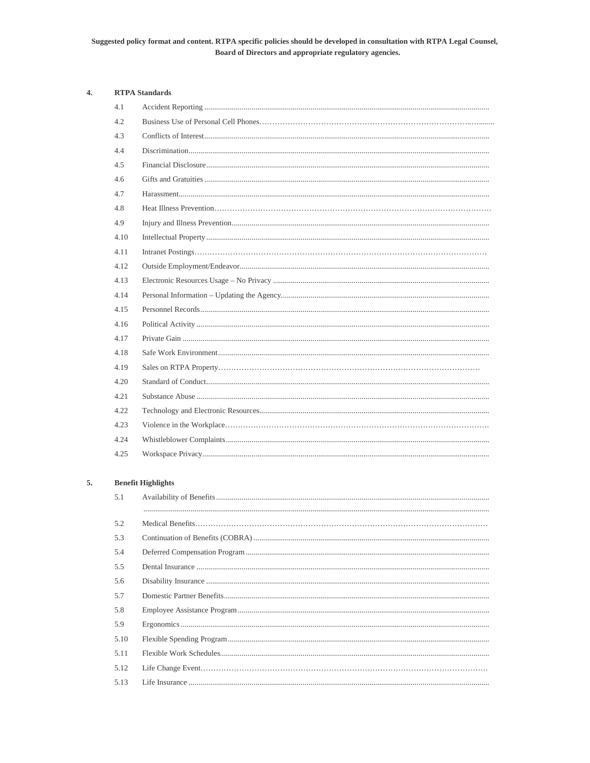**Suggested policy format and content. RTPA specific policies should be developed in consultation with RTPA Legal Counsel, Board of Directors and appropriate regulatory agencies.**

## 4. RTPA Standards

- 4.1 Accident Reporting
- 4.2 Business Use of Personal Cell Phones
- 4.3 Conflicts of Interest
- 4.4 Discrimination
- 4.5 Financial Disclosure
- 4.6 Gifts and Gratuities
- 4.7 Harassment
- 4.8 Heat Illness Prevention
- 4.9 Injury and Illness Prevention
- 4.10 Intellectual Property
- 4.11 Intranet Postings
- 4.12 Outside Employment/Endeavor
- 4.13 Electronic Resources Usage – No Privacy
- 4.14 Personal Information – Updating the Agency
- 4.15 Personnel Records
- 4.16 Political Activity
- 4.17 Private Gain
- 4.18 Safe Work Environment
- 4.19 Sales on RTPA Property
- 4.20 Standard of Conduct
- 4.21 Substance Abuse
- 4.22 Technology and Electronic Resources
- 4.23 Violence in the Workplace
- 4.24 Whistleblower Complaints
- 4.25 Workspace Privacy

## 5. Benefit Highlights

- 5.1 Availability of Benefits
- 5.2 Medical Benefits
- 5.3 Continuation of Benefits (COBRA)
- 5.4 Deferred Compensation Program
- 5.5 Dental Insurance
- 5.6 Disability Insurance
- 5.7 Domestic Partner Benefits
- 5.8 Employee Assistance Program
- 5.9 Ergonomics
- 5.10 Flexible Spending Program
- 5.11 Flexible Work Schedules
- 5.12 Life Change Event
- 5.13 Life Insurance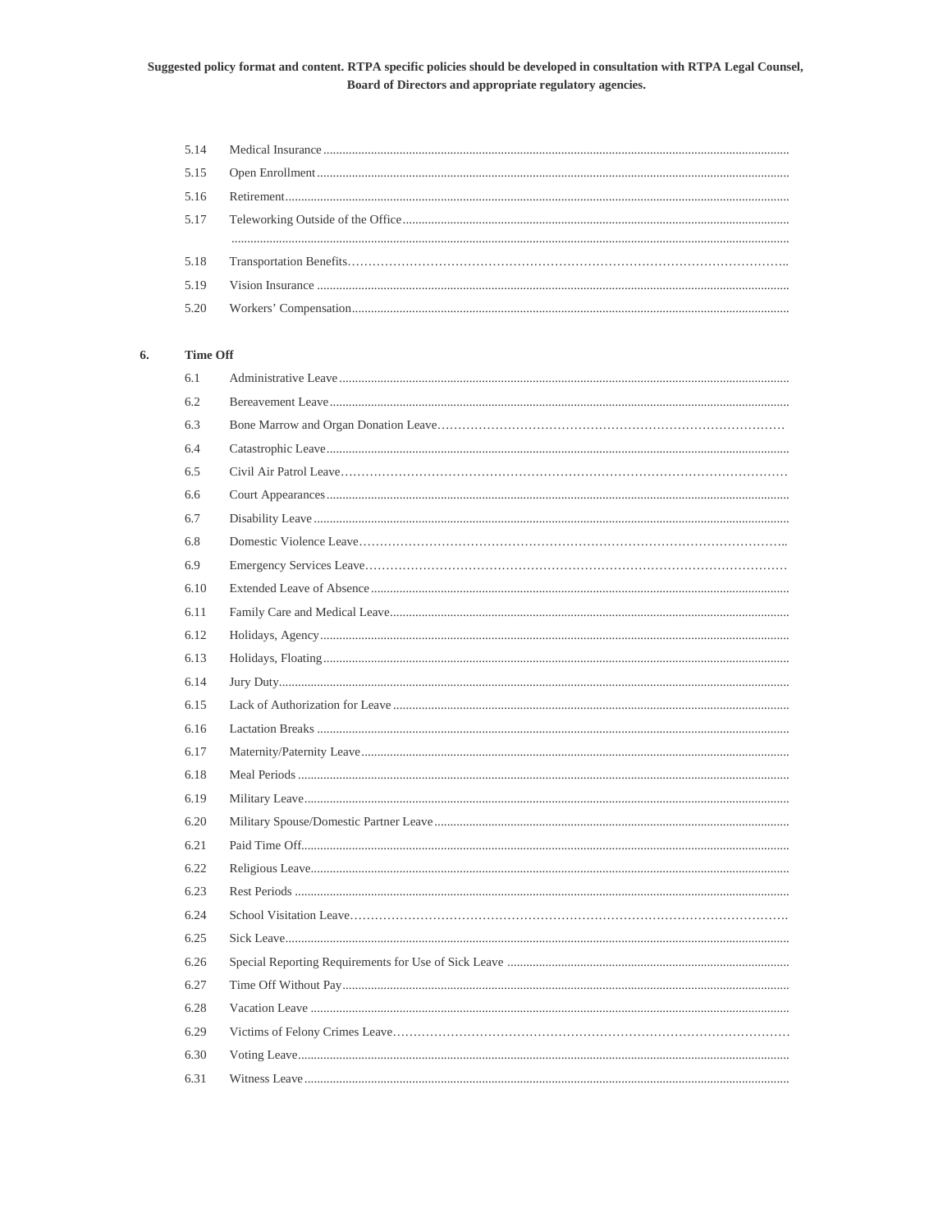**Suggested policy format and content. RTPA specific policies should be developed in consultation with RTPA Legal Counsel, Board of Directors and appropriate regulatory agencies.**

- 5.14 Medical Insurance
- 5.15 Open Enrollment
- 5.16 Retirement
- 5.17 Teleworking Outside of the Office
- 5.18 Transportation Benefits
- 5.19 Vision Insurance
- 5.20 Workers' Compensation

**6. Time Off**

- 6.1 Administrative Leave
- 6.2 Bereavement Leave
- 6.3 Bone Marrow and Organ Donation Leave
- 6.4 Catastrophic Leave
- 6.5 Civil Air Patrol Leave
- 6.6 Court Appearances
- 6.7 Disability Leave
- 6.8 Domestic Violence Leave
- 6.9 Emergency Services Leave
- 6.10 Extended Leave of Absence
- 6.11 Family Care and Medical Leave
- 6.12 Holidays, Agency
- 6.13 Holidays, Floating
- 6.14 Jury Duty
- 6.15 Lack of Authorization for Leave
- 6.16 Lactation Breaks
- 6.17 Maternity/Paternity Leave
- 6.18 Meal Periods
- 6.19 Military Leave
- 6.20 Military Spouse/Domestic Partner Leave
- 6.21 Paid Time Off
- 6.22 Religious Leave
- 6.23 Rest Periods
- 6.24 School Visitation Leave
- 6.25 Sick Leave
- 6.26 Special Reporting Requirements for Use of Sick Leave
- 6.27 Time Off Without Pay
- 6.28 Vacation Leave
- 6.29 Victims of Felony Crimes Leave
- 6.30 Voting Leave
- 6.31 Witness Leave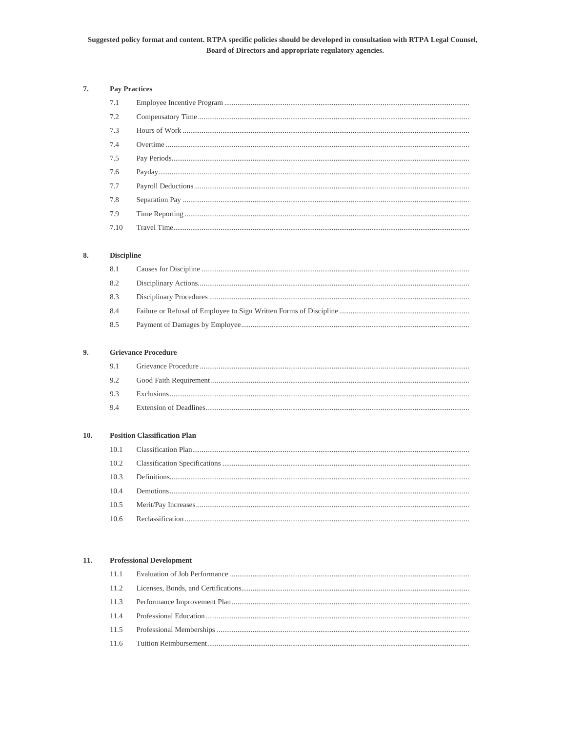**Suggested policy format and content. RTPA specific policies should be developed in consultation with RTPA Legal Counsel, Board of Directors and appropriate regulatory agencies.**

**7. Pay Practices**

- 7.1 Employee Incentive Program
- 7.2 Compensatory Time
- 7.3 Hours of Work
- 7.4 Overtime
- 7.5 Pay Periods
- 7.6 Payday
- 7.7 Payroll Deductions
- 7.8 Separation Pay
- 7.9 Time Reporting
- 7.10 Travel Time

**8. Discipline**

- 8.1 Causes for Discipline
- 8.2 Disciplinary Actions
- 8.3 Disciplinary Procedures
- 8.4 Failure or Refusal of Employee to Sign Written Forms of Discipline
- 8.5 Payment of Damages by Employee

**9. Grievance Procedure**

- 9.1 Grievance Procedure
- 9.2 Good Faith Requirement
- 9.3 Exclusions
- 9.4 Extension of Deadlines

**10. Position Classification Plan**

- 10.1 Classification Plan
- 10.2 Classification Specifications
- 10.3 Definitions
- 10.4 Demotions
- 10.5 Merit/Pay Increases
- 10.6 Reclassification

**11. Professional Development**

- 11.1 Evaluation of Job Performance
- 11.2 Licenses, Bonds, and Certifications
- 11.3 Performance Improvement Plan
- 11.4 Professional Education
- 11.5 Professional Memberships
- 11.6 Tuition Reimbursement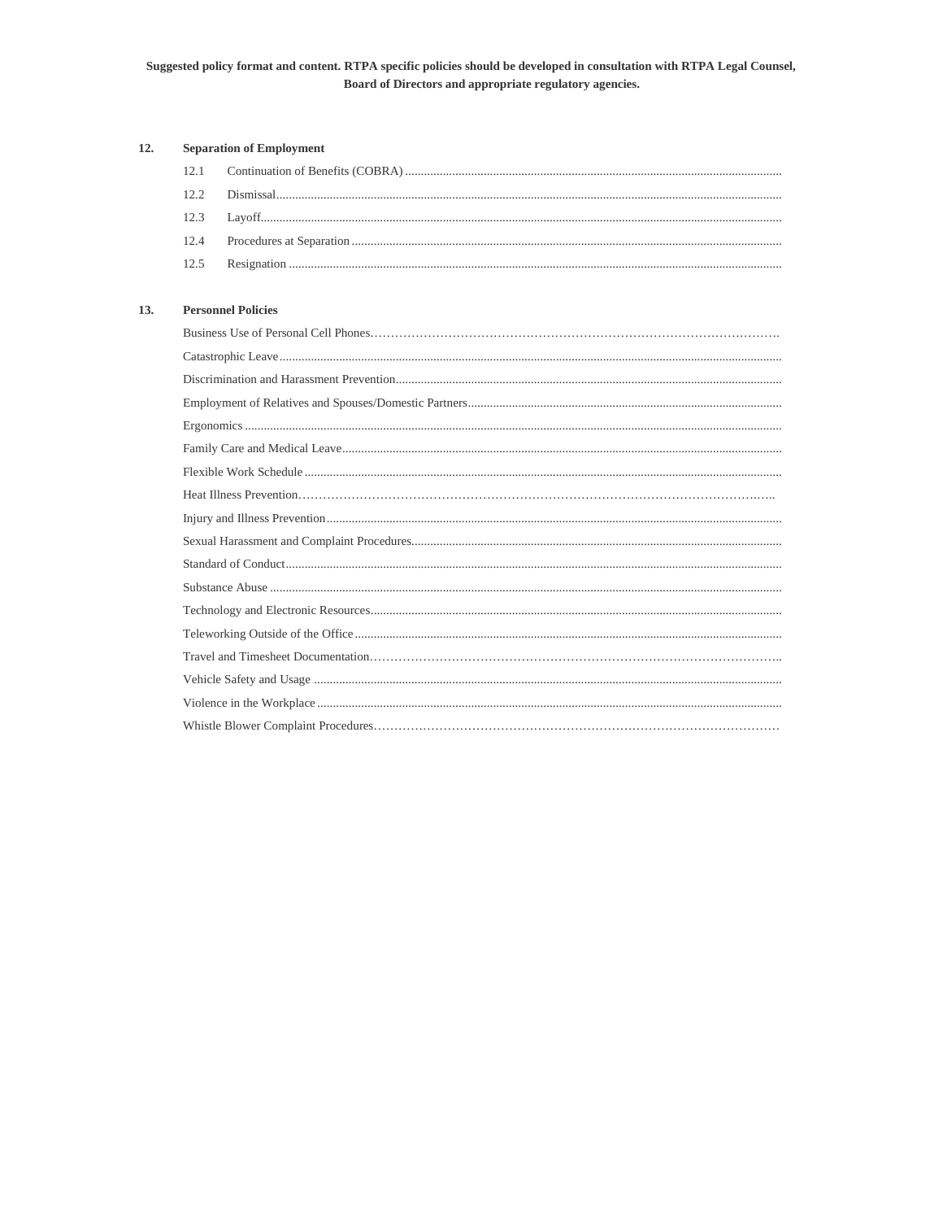**Suggested policy format and content. RTPA specific policies should be developed in consultation with RTPA Legal Counsel, Board of Directors and appropriate regulatory agencies.**

**12. Separation of Employment**

- 12.1 Continuation of Benefits (COBRA)
- 12.2 Dismissal
- 12.3 Layoff
- 12.4 Procedures at Separation
- 12.5 Resignation

**13. Personnel Policies**

- Business Use of Personal Cell Phones
- Catastrophic Leave
- Discrimination and Harassment Prevention
- Employment of Relatives and Spouses/Domestic Partners
- Ergonomics
- Family Care and Medical Leave
- Flexible Work Schedule
- Heat Illness Prevention
- Injury and Illness Prevention
- Sexual Harassment and Complaint Procedures
- Standard of Conduct
- Substance Abuse
- Technology and Electronic Resources
- Teleworking Outside of the Office
- Travel and Timesheet Documentation
- Vehicle Safety and Usage
- Violence in the Workplace
- Whistle Blower Complaint Procedures